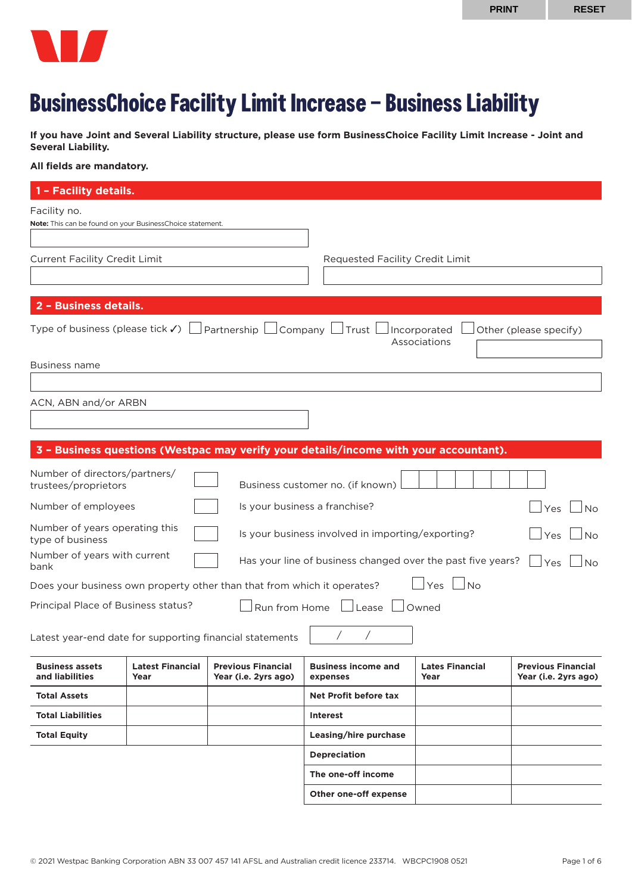# BusinessChoice Facility Limit Increase – Business Liability

**If you have Joint and Several Liability structure, please use form BusinessChoice Facility Limit Increase - Joint and Several Liability.**

**All fields are mandatory.**

## 1 – Facility details.

Facility no.

**Note:** This can be found on your BusinessChoice statement.

Current Facility Credit Limit

Requested Facility Credit Limit

## 2 – Business details.

Type of business (please tick ✓) ☐ Partnership ☐ Company ☐ Trust ☐ Incorporated Associations ☐ Other (please specify)

Business name

ACN, ABN and/or ARBN

## 3 – Business questions (Westpac may verify your details/income with your accountant).

Number of directors/partners/trustees/proprietors

Business customer no. (if known)

Number of employees

Is your business a franchise? ☐ Yes ☐ No

Number of years operating this type of business

Is your business involved in importing/exporting? ☐ Yes ☐ No

Number of years with current bank

Has your line of business changed over the past five years? ☐ Yes ☐ No

Does your business own property other than that from which it operates? ☐ Yes ☐ No

Principal Place of Business status? ☐ Run from Home ☐ Lease ☐ Owned

Latest year-end date for supporting financial statements  /  /

| Business assets and liabilities | Latest Financial Year | Previous Financial Year (i.e. 2yrs ago) |
|---|---|---|
| **Total Assets** | | |
| **Total Liabilities** | | |
| **Total Equity** | | |

| Business income and expenses | Lates Financial Year | Previous Financial Year (i.e. 2yrs ago) |
|---|---|---|
| **Net Profit before tax** | | |
| **Interest** | | |
| **Leasing/hire purchase** | | |
| **Depreciation** | | |
| **The one-off income** | | |
| **Other one-off expense** | | |

© 2021 Westpac Banking Corporation ABN 33 007 457 141 AFSL and Australian credit licence 233714. WBCPC1908 0521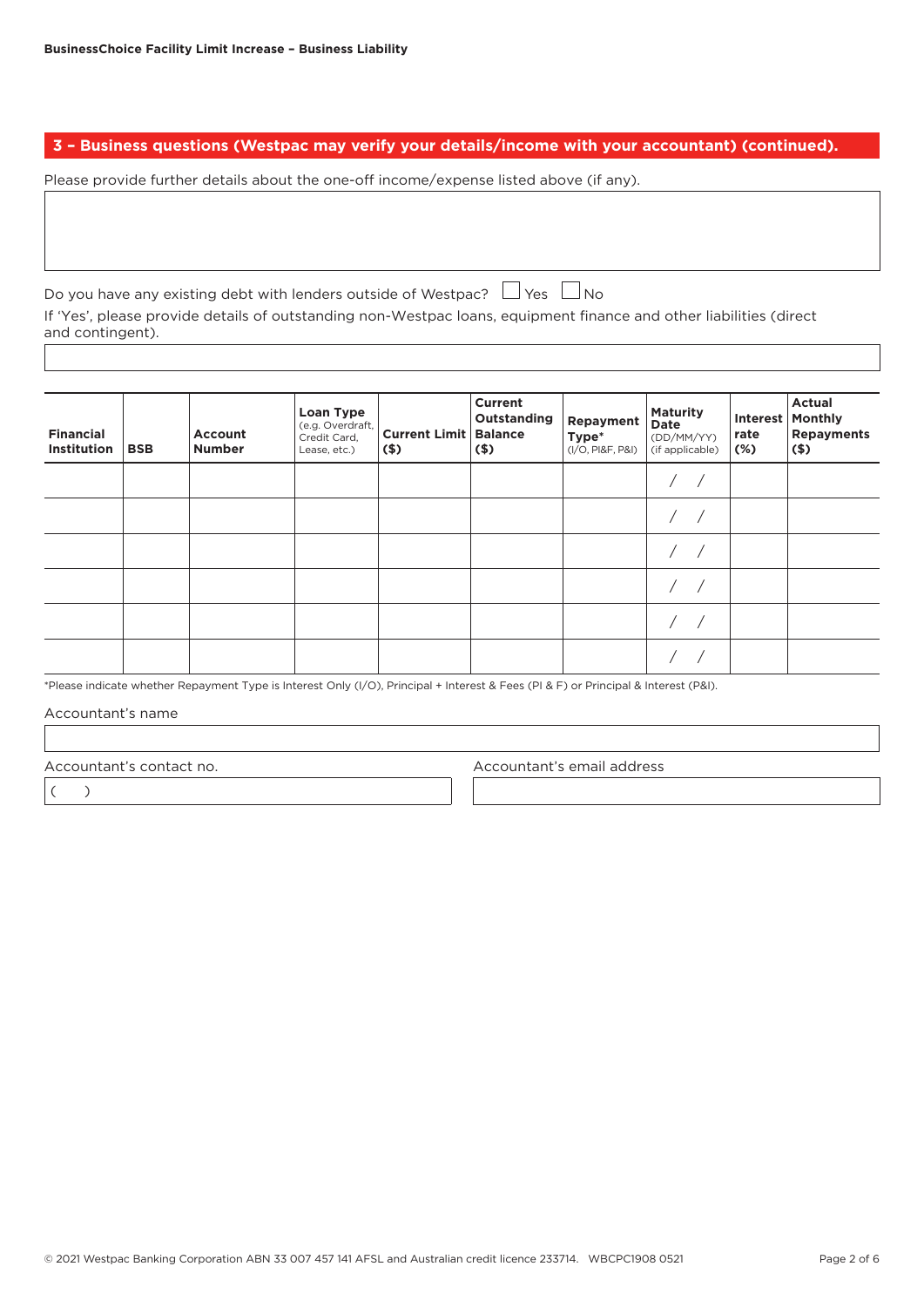## 3 – Business questions (Westpac may verify your details/income with your accountant) (continued).

Please provide further details about the one-off income/expense listed above (if any).

Do you have any existing debt with lenders outside of Westpac? ☐ Yes ☐ No

If 'Yes', please provide details of outstanding non-Westpac loans, equipment finance and other liabilities (direct and contingent).

| Financial Institution | BSB | Account Number | Loan Type (e.g. Overdraft, Credit Card, Lease, etc.) | Current Limit ($) | Current Outstanding Balance ($) | Repayment Type* (I/O, PI&F, P&I) | Maturity Date (DD/MM/YY) (if applicable) | Interest rate (%) | Actual Monthly Repayments ($) |
|---|---|---|---|---|---|---|---|---|---|
| | | | | | | | / / | | |
| | | | | | | | / / | | |
| | | | | | | | / / | | |
| | | | | | | | / / | | |
| | | | | | | | / / | | |
| | | | | | | | / / | | |

*Please indicate whether Repayment Type is Interest Only (I/O), Principal + Interest & Fees (PI & F) or Principal & Interest (P&I).

Accountant's name

Accountant's contact no.

( )

Accountant's email address

© 2021 Westpac Banking Corporation ABN 33 007 457 141 AFSL and Australian credit licence 233714. WBCPC1908 0521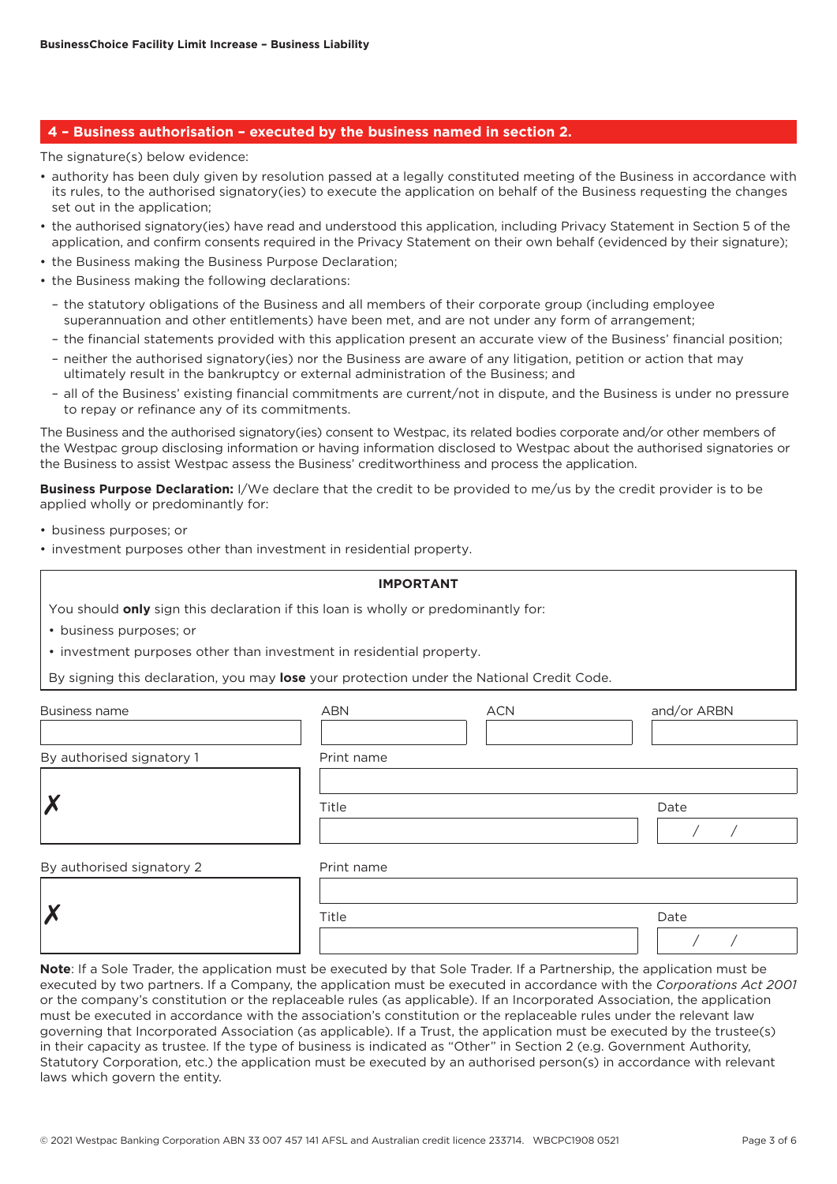## 4 – Business authorisation – executed by the business named in section 2.

The signature(s) below evidence:

- authority has been duly given by resolution passed at a legally constituted meeting of the Business in accordance with its rules, to the authorised signatory(ies) to execute the application on behalf of the Business requesting the changes set out in the application;
- the authorised signatory(ies) have read and understood this application, including Privacy Statement in Section 5 of the application, and confirm consents required in the Privacy Statement on their own behalf (evidenced by their signature);
- the Business making the Business Purpose Declaration;
- the Business making the following declarations:
  - the statutory obligations of the Business and all members of their corporate group (including employee superannuation and other entitlements) have been met, and are not under any form of arrangement;
  - the financial statements provided with this application present an accurate view of the Business' financial position;
  - neither the authorised signatory(ies) nor the Business are aware of any litigation, petition or action that may ultimately result in the bankruptcy or external administration of the Business; and
  - all of the Business' existing financial commitments are current/not in dispute, and the Business is under no pressure to repay or refinance any of its commitments.

The Business and the authorised signatory(ies) consent to Westpac, its related bodies corporate and/or other members of the Westpac group disclosing information or having information disclosed to Westpac about the authorised signatories or the Business to assist Westpac assess the Business' creditworthiness and process the application.

**Business Purpose Declaration:** I/We declare that the credit to be provided to me/us by the credit provider is to be applied wholly or predominantly for:

- business purposes; or
- investment purposes other than investment in residential property.

**IMPORTANT**

You should **only** sign this declaration if this loan is wholly or predominantly for:

- business purposes; or
- investment purposes other than investment in residential property.

By signing this declaration, you may **lose** your protection under the National Credit Code.

| Business name | ABN | ACN | and/or ARBN |
|---|---|---|---|
| | | | |

| By authorised signatory 1 | Print name | | Title | Date |
|---|---|---|---|---|
| ✗ | | | | / / |

| By authorised signatory 2 | Print name | | Title | Date |
|---|---|---|---|---|
| ✗ | | | | / / |

**Note**: If a Sole Trader, the application must be executed by that Sole Trader. If a Partnership, the application must be executed by two partners. If a Company, the application must be executed in accordance with the *Corporations Act 2001* or the company's constitution or the replaceable rules (as applicable). If an Incorporated Association, the application must be executed in accordance with the association's constitution or the replaceable rules under the relevant law governing that Incorporated Association (as applicable). If a Trust, the application must be executed by the trustee(s) in their capacity as trustee. If the type of business is indicated as "Other" in Section 2 (e.g. Government Authority, Statutory Corporation, etc.) the application must be executed by an authorised person(s) in accordance with relevant laws which govern the entity.

© 2021 Westpac Banking Corporation ABN 33 007 457 141 AFSL and Australian credit licence 233714. WBCPC1908 0521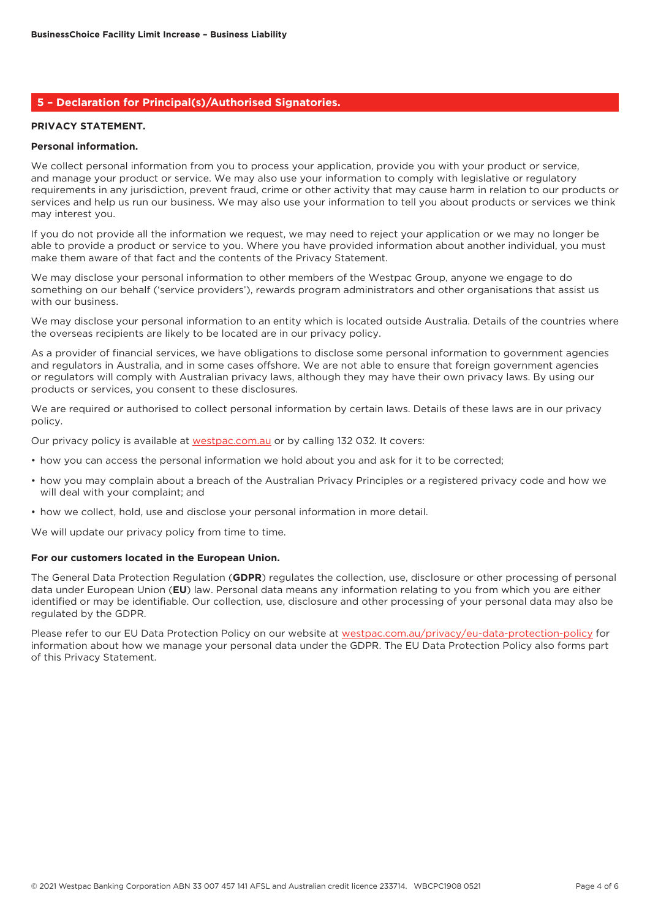## 5 – Declaration for Principal(s)/Authorised Signatories.

### PRIVACY STATEMENT.

**Personal information.**

We collect personal information from you to process your application, provide you with your product or service, and manage your product or service. We may also use your information to comply with legislative or regulatory requirements in any jurisdiction, prevent fraud, crime or other activity that may cause harm in relation to our products or services and help us run our business. We may also use your information to tell you about products or services we think may interest you.

If you do not provide all the information we request, we may need to reject your application or we may no longer be able to provide a product or service to you. Where you have provided information about another individual, you must make them aware of that fact and the contents of the Privacy Statement.

We may disclose your personal information to other members of the Westpac Group, anyone we engage to do something on our behalf ('service providers'), rewards program administrators and other organisations that assist us with our business.

We may disclose your personal information to an entity which is located outside Australia. Details of the countries where the overseas recipients are likely to be located are in our privacy policy.

As a provider of financial services, we have obligations to disclose some personal information to government agencies and regulators in Australia, and in some cases offshore. We are not able to ensure that foreign government agencies or regulators will comply with Australian privacy laws, although they may have their own privacy laws. By using our products or services, you consent to these disclosures.

We are required or authorised to collect personal information by certain laws. Details of these laws are in our privacy policy.

Our privacy policy is available at westpac.com.au or by calling 132 032. It covers:

- how you can access the personal information we hold about you and ask for it to be corrected;
- how you may complain about a breach of the Australian Privacy Principles or a registered privacy code and how we will deal with your complaint; and
- how we collect, hold, use and disclose your personal information in more detail.

We will update our privacy policy from time to time.

**For our customers located in the European Union.**

The General Data Protection Regulation (**GDPR**) regulates the collection, use, disclosure or other processing of personal data under European Union (**EU**) law. Personal data means any information relating to you from which you are either identified or may be identifiable. Our collection, use, disclosure and other processing of your personal data may also be regulated by the GDPR.

Please refer to our EU Data Protection Policy on our website at westpac.com.au/privacy/eu-data-protection-policy for information about how we manage your personal data under the GDPR. The EU Data Protection Policy also forms part of this Privacy Statement.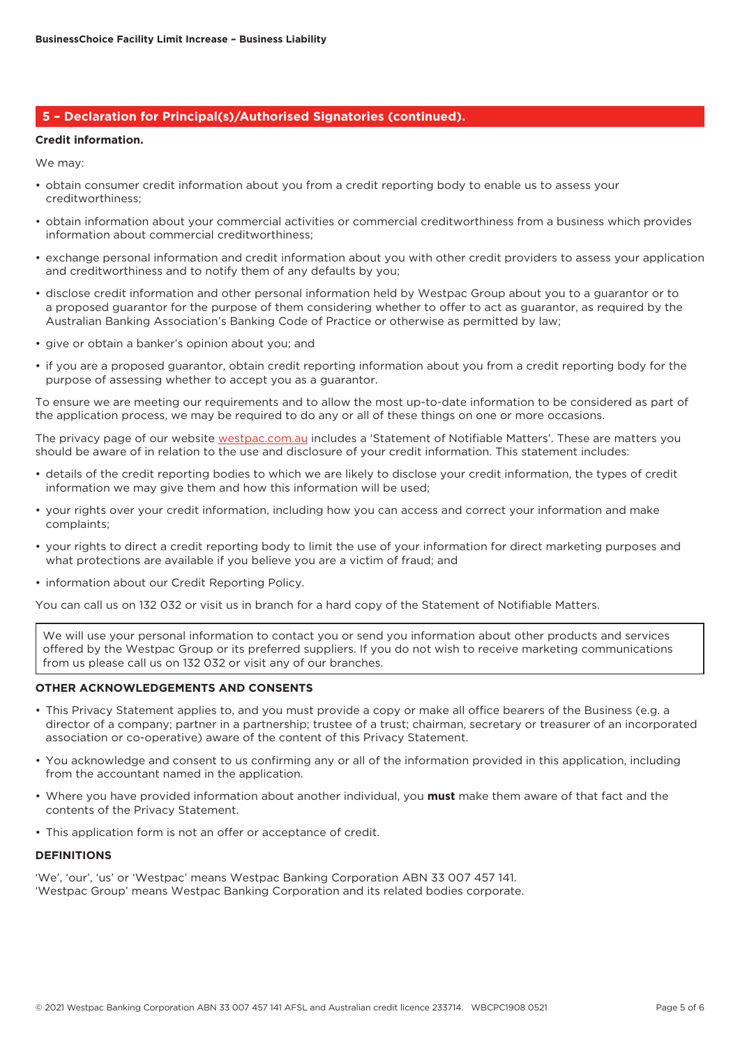## 5 – Declaration for Principal(s)/Authorised Signatories (continued).

**Credit information.**

We may:

- obtain consumer credit information about you from a credit reporting body to enable us to assess your creditworthiness;
- obtain information about your commercial activities or commercial creditworthiness from a business which provides information about commercial creditworthiness;
- exchange personal information and credit information about you with other credit providers to assess your application and creditworthiness and to notify them of any defaults by you;
- disclose credit information and other personal information held by Westpac Group about you to a guarantor or to a proposed guarantor for the purpose of them considering whether to offer to act as guarantor, as required by the Australian Banking Association's Banking Code of Practice or otherwise as permitted by law;
- give or obtain a banker's opinion about you; and
- if you are a proposed guarantor, obtain credit reporting information about you from a credit reporting body for the purpose of assessing whether to accept you as a guarantor.

To ensure we are meeting our requirements and to allow the most up-to-date information to be considered as part of the application process, we may be required to do any or all of these things on one or more occasions.

The privacy page of our website westpac.com.au includes a 'Statement of Notifiable Matters'. These are matters you should be aware of in relation to the use and disclosure of your credit information. This statement includes:

- details of the credit reporting bodies to which we are likely to disclose your credit information, the types of credit information we may give them and how this information will be used;
- your rights over your credit information, including how you can access and correct your information and make complaints;
- your rights to direct a credit reporting body to limit the use of your information for direct marketing purposes and what protections are available if you believe you are a victim of fraud; and
- information about our Credit Reporting Policy.

You can call us on 132 032 or visit us in branch for a hard copy of the Statement of Notifiable Matters.

We will use your personal information to contact you or send you information about other products and services offered by the Westpac Group or its preferred suppliers. If you do not wish to receive marketing communications from us please call us on 132 032 or visit any of our branches.

**OTHER ACKNOWLEDGEMENTS AND CONSENTS**

- This Privacy Statement applies to, and you must provide a copy or make all office bearers of the Business (e.g. a director of a company; partner in a partnership; trustee of a trust; chairman, secretary or treasurer of an incorporated association or co-operative) aware of the content of this Privacy Statement.
- You acknowledge and consent to us confirming any or all of the information provided in this application, including from the accountant named in the application.
- Where you have provided information about another individual, you **must** make them aware of that fact and the contents of the Privacy Statement.
- This application form is not an offer or acceptance of credit.

**DEFINITIONS**

'We', 'our', 'us' or 'Westpac' means Westpac Banking Corporation ABN 33 007 457 141.
'Westpac Group' means Westpac Banking Corporation and its related bodies corporate.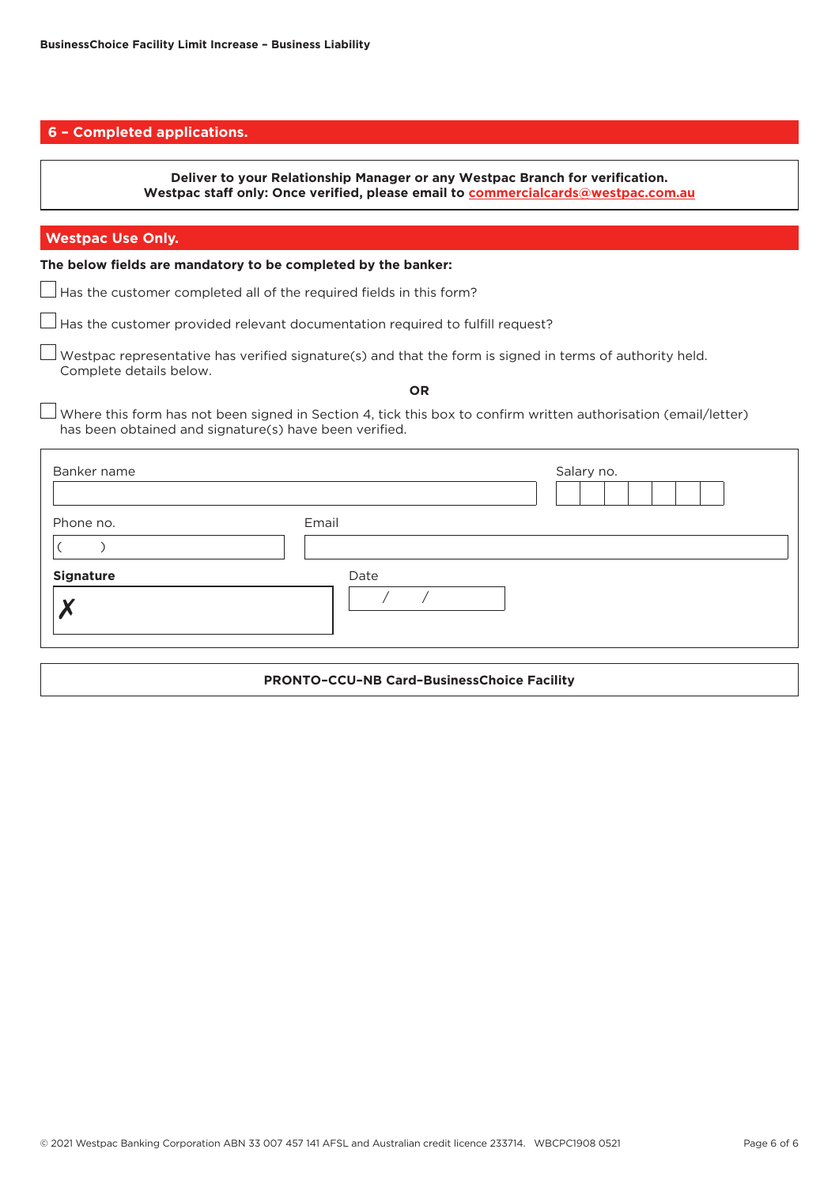## 6 – Completed applications.

**Deliver to your Relationship Manager or any Westpac Branch for verification.**
**Westpac staff only: Once verified, please email to commercialcards@westpac.com.au**

## Westpac Use Only.

**The below fields are mandatory to be completed by the banker:**

☐ Has the customer completed all of the required fields in this form?

☐ Has the customer provided relevant documentation required to fulfill request?

☐ Westpac representative has verified signature(s) and that the form is signed in terms of authority held. Complete details below.

**OR**

☐ Where this form has not been signed in Section 4, tick this box to confirm written authorisation (email/letter) has been obtained and signature(s) have been verified.

Banker name

Salary no.

Phone no.
(    )

Email

**Signature**
✗

Date
/ /

**PRONTO–CCU–NB Card–BusinessChoice Facility**

© 2021 Westpac Banking Corporation ABN 33 007 457 141 AFSL and Australian credit licence 233714. WBCPC1908 0521